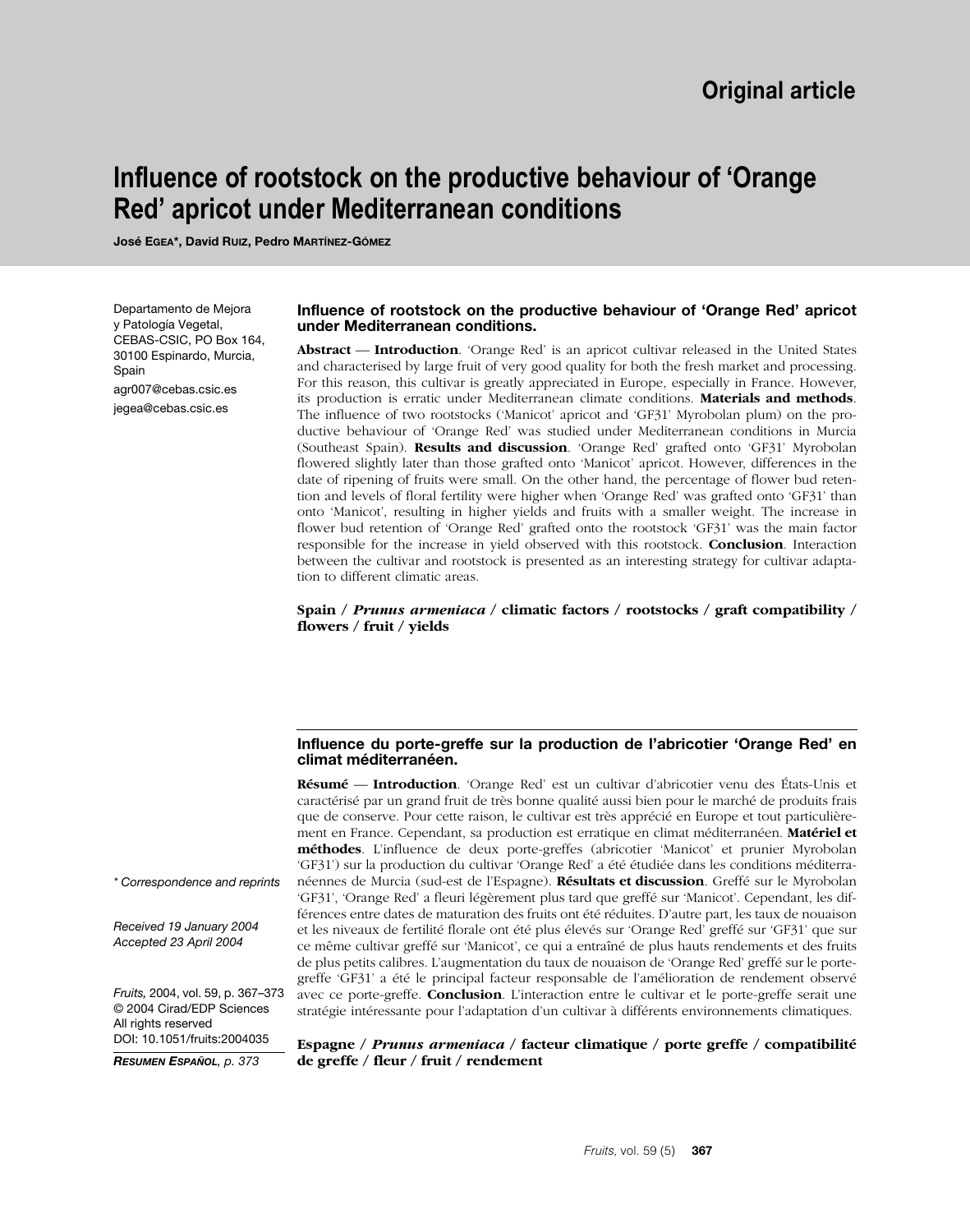Original article

# Influence of rootstock on the productive behaviour of 'Orange Red' apricot under Mediterranean conditions

**José EGEA*, David RUIZ, Pedro MARTÍNEZ-GÓMEZ**

Departamento de Mejora y Patología Vegetal, CEBAS-CSIC, PO Box 164, 30100 Espinardo, Murcia, Spain

agr007@cebas.csic.es

jegea@cebas.csic.es

## Influence of rootstock on the productive behaviour of 'Orange Red' apricot under Mediterranean conditions.

**Abstract** — **Introduction**. 'Orange Red' is an apricot cultivar released in the United States and characterised by large fruit of very good quality for both the fresh market and processing. For this reason, this cultivar is greatly appreciated in Europe, especially in France. However, its production is erratic under Mediterranean climate conditions. **Materials and methods**. The influence of two rootstocks ('Manicot' apricot and 'GF31' Myrobolan plum) on the productive behaviour of 'Orange Red' was studied under Mediterranean conditions in Murcia (Southeast Spain). **Results and discussion**. 'Orange Red' grafted onto 'GF31' Myrobolan flowered slightly later than those grafted onto 'Manicot' apricot. However, differences in the date of ripening of fruits were small. On the other hand, the percentage of flower bud retention and levels of floral fertility were higher when 'Orange Red' was grafted onto 'GF31' than onto 'Manicot', resulting in higher yields and fruits with a smaller weight. The increase in flower bud retention of 'Orange Red' grafted onto the rootstock 'GF31' was the main factor responsible for the increase in yield observed with this rootstock. **Conclusion**. Interaction between the cultivar and rootstock is presented as an interesting strategy for cultivar adaptation to different climatic areas.

**Spain / *Prunus armeniaca* / climatic factors / rootstocks / graft compatibility / flowers / fruit / yields**

## Influence du porte-greffe sur la production de l'abricotier 'Orange Red' en climat méditerranéen.

**Résumé** — **Introduction**. 'Orange Red' est un cultivar d'abricotier venu des États-Unis et caractérisé par un grand fruit de très bonne qualité aussi bien pour le marché de produits frais que de conserve. Pour cette raison, le cultivar est très apprécié en Europe et tout particulièrement en France. Cependant, sa production est erratique en climat méditerranéen. **Matériel et méthodes**. L'influence de deux porte-greffes (abricotier 'Manicot' et prunier Myrobolan 'GF31') sur la production du cultivar 'Orange Red' a été étudiée dans les conditions méditerranéennes de Murcia (sud-est de l'Espagne). **Résultats et discussion**. Greffé sur le Myrobolan 'GF31', 'Orange Red' a fleuri légèrement plus tard que greffé sur 'Manicot'. Cependant, les différences entre dates de maturation des fruits ont été réduites. D'autre part, les taux de nouaison et les niveaux de fertilité florale ont été plus élevés sur 'Orange Red' greffé sur 'GF31' que sur ce même cultivar greffé sur 'Manicot', ce qui a entraîné de plus hauts rendements et des fruits de plus petits calibres. L'augmentation du taux de nouaison de 'Orange Red' greffé sur le porte-greffe 'GF31' a été le principal facteur responsable de l'amélioration de rendement observé avec ce porte-greffe. **Conclusion**. L'interaction entre le cultivar et le porte-greffe serait une stratégie intéressante pour l'adaptation d'un cultivar à différents environnements climatiques.

**Espagne / *Prunus armeniaca* / facteur climatique / porte greffe / compatibilité de greffe / fleur / fruit / rendement**

*\* Correspondence and reprints*

*Received 19 January 2004*
*Accepted 23 April 2004*

*Fruits,* 2004, vol. 59, p. 367–373
© 2004 Cirad/EDP Sciences
All rights reserved
DOI: 10.1051/fruits:2004035

***RESUMEN ESPAÑOL**, p. 373*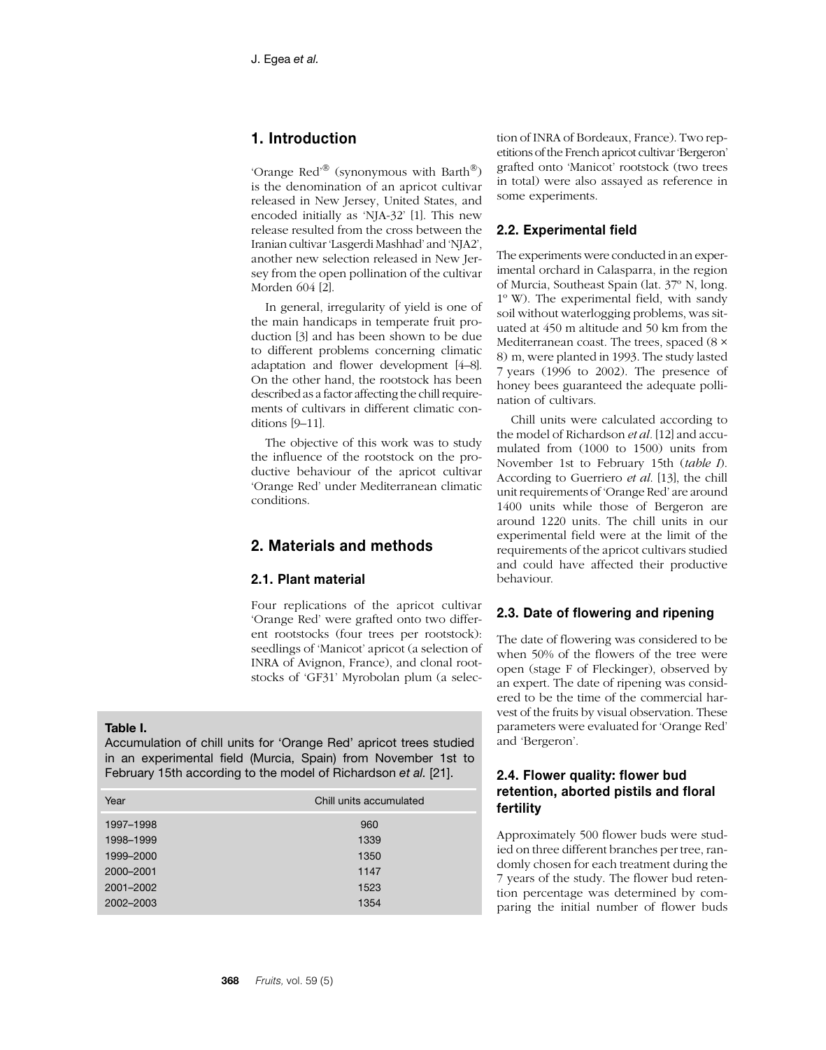## 1. Introduction

'Orange Red'® (synonymous with Barth®) is the denomination of an apricot cultivar released in New Jersey, United States, and encoded initially as 'NJA-32' [1]. This new release resulted from the cross between the Iranian cultivar 'Lasgerdi Mashhad' and 'NJA2', another new selection released in New Jersey from the open pollination of the cultivar Morden 604 [2].

In general, irregularity of yield is one of the main handicaps in temperate fruit production [3] and has been shown to be due to different problems concerning climatic adaptation and flower development [4–8]. On the other hand, the rootstock has been described as a factor affecting the chill requirements of cultivars in different climatic conditions [9–11].

The objective of this work was to study the influence of the rootstock on the productive behaviour of the apricot cultivar 'Orange Red' under Mediterranean climatic conditions.

## 2. Materials and methods

### 2.1. Plant material

Four replications of the apricot cultivar 'Orange Red' were grafted onto two different rootstocks (four trees per rootstock): seedlings of 'Manicot' apricot (a selection of INRA of Avignon, France), and clonal rootstocks of 'GF31' Myrobolan plum (a selection of INRA of Bordeaux, France). Two repetitions of the French apricot cultivar 'Bergeron' grafted onto 'Manicot' rootstock (two trees in total) were also assayed as reference in some experiments.

### 2.2. Experimental field

The experiments were conducted in an experimental orchard in Calasparra, in the region of Murcia, Southeast Spain (lat. 37º N, long. 1º W). The experimental field, with sandy soil without waterlogging problems, was situated at 450 m altitude and 50 km from the Mediterranean coast. The trees, spaced (8 × 8) m, were planted in 1993. The study lasted 7 years (1996 to 2002). The presence of honey bees guaranteed the adequate pollination of cultivars.

Chill units were calculated according to the model of Richardson *et al*. [12] and accumulated from (1000 to 1500) units from November 1st to February 15th (*table I*). According to Guerriero *et al*. [13], the chill unit requirements of 'Orange Red' are around 1400 units while those of Bergeron are around 1220 units. The chill units in our experimental field were at the limit of the requirements of the apricot cultivars studied and could have affected their productive behaviour.

**Table I.**
Accumulation of chill units for 'Orange Red' apricot trees studied in an experimental field (Murcia, Spain) from November 1st to February 15th according to the model of Richardson *et al.* [21].

| Year | Chill units accumulated |
|---|---|
| 1997–1998 | 960 |
| 1998–1999 | 1339 |
| 1999–2000 | 1350 |
| 2000–2001 | 1147 |
| 2001–2002 | 1523 |
| 2002–2003 | 1354 |

### 2.3. Date of flowering and ripening

The date of flowering was considered to be when 50% of the flowers of the tree were open (stage F of Fleckinger), observed by an expert. The date of ripening was considered to be the time of the commercial harvest of the fruits by visual observation. These parameters were evaluated for 'Orange Red' and 'Bergeron'.

### 2.4. Flower quality: flower bud retention, aborted pistils and floral fertility

Approximately 500 flower buds were studied on three different branches per tree, randomly chosen for each treatment during the 7 years of the study. The flower bud retention percentage was determined by comparing the initial number of flower buds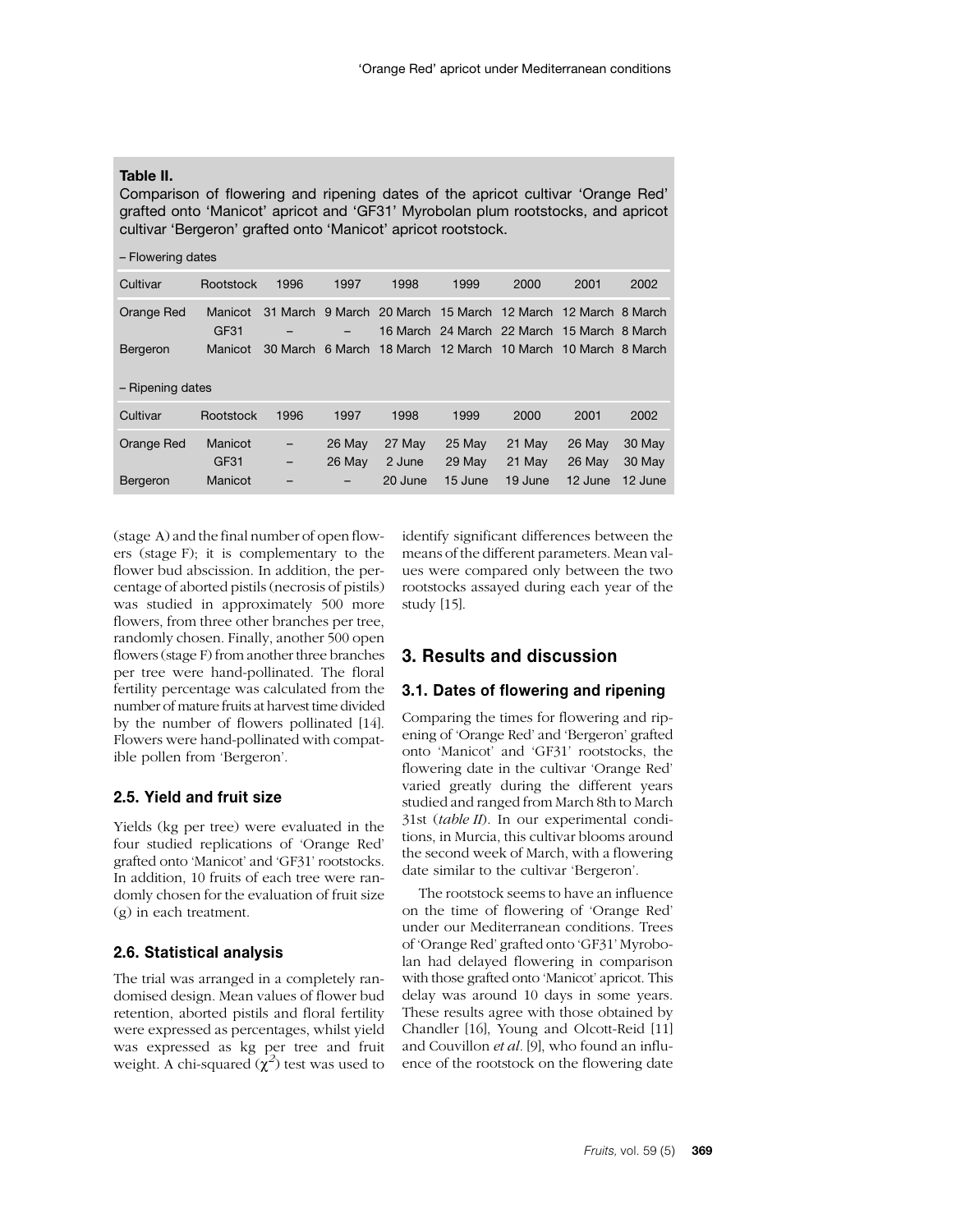**Table II.**
Comparison of flowering and ripening dates of the apricot cultivar 'Orange Red' grafted onto 'Manicot' apricot and 'GF31' Myrobolan plum rootstocks, and apricot cultivar 'Bergeron' grafted onto 'Manicot' apricot rootstock.

– Flowering dates

| Cultivar | Rootstock | 1996 | 1997 | 1998 | 1999 | 2000 | 2001 | 2002 |
|---|---|---|---|---|---|---|---|---|
| Orange Red | Manicot | 31 March | 9 March | 20 March | 15 March | 12 March | 12 March | 8 March |
| | GF31 | – | – | 16 March | 24 March | 22 March | 15 March | 8 March |
| Bergeron | Manicot | 30 March | 6 March | 18 March | 12 March | 10 March | 10 March | 8 March |

– Ripening dates

| Cultivar | Rootstock | 1996 | 1997 | 1998 | 1999 | 2000 | 2001 | 2002 |
|---|---|---|---|---|---|---|---|---|
| Orange Red | Manicot | – | 26 May | 27 May | 25 May | 21 May | 26 May | 30 May |
| | GF31 | – | 26 May | 2 June | 29 May | 21 May | 26 May | 30 May |
| Bergeron | Manicot | – | – | 20 June | 15 June | 19 June | 12 June | 12 June |

(stage A) and the final number of open flowers (stage F); it is complementary to the flower bud abscission. In addition, the percentage of aborted pistils (necrosis of pistils) was studied in approximately 500 more flowers, from three other branches per tree, randomly chosen. Finally, another 500 open flowers (stage F) from another three branches per tree were hand-pollinated. The floral fertility percentage was calculated from the number of mature fruits at harvest time divided by the number of flowers pollinated [14]. Flowers were hand-pollinated with compatible pollen from 'Bergeron'.

### 2.5. Yield and fruit size

Yields (kg per tree) were evaluated in the four studied replications of 'Orange Red' grafted onto 'Manicot' and 'GF31' rootstocks. In addition, 10 fruits of each tree were randomly chosen for the evaluation of fruit size (g) in each treatment.

### 2.6. Statistical analysis

The trial was arranged in a completely randomised design. Mean values of flower bud retention, aborted pistils and floral fertility were expressed as percentages, whilst yield was expressed as kg per tree and fruit weight. A chi-squared ($\chi^2$) test was used to identify significant differences between the means of the different parameters. Mean values were compared only between the two rootstocks assayed during each year of the study [15].

## 3. Results and discussion

### 3.1. Dates of flowering and ripening

Comparing the times for flowering and ripening of 'Orange Red' and 'Bergeron' grafted onto 'Manicot' and 'GF31' rootstocks, the flowering date in the cultivar 'Orange Red' varied greatly during the different years studied and ranged from March 8th to March 31st (*table II*). In our experimental conditions, in Murcia, this cultivar blooms around the second week of March, with a flowering date similar to the cultivar 'Bergeron'.

The rootstock seems to have an influence on the time of flowering of 'Orange Red' under our Mediterranean conditions. Trees of 'Orange Red' grafted onto 'GF31' Myrobolan had delayed flowering in comparison with those grafted onto 'Manicot' apricot. This delay was around 10 days in some years. These results agree with those obtained by Chandler [16], Young and Olcott-Reid [11] and Couvillon *et al*. [9], who found an influence of the rootstock on the flowering date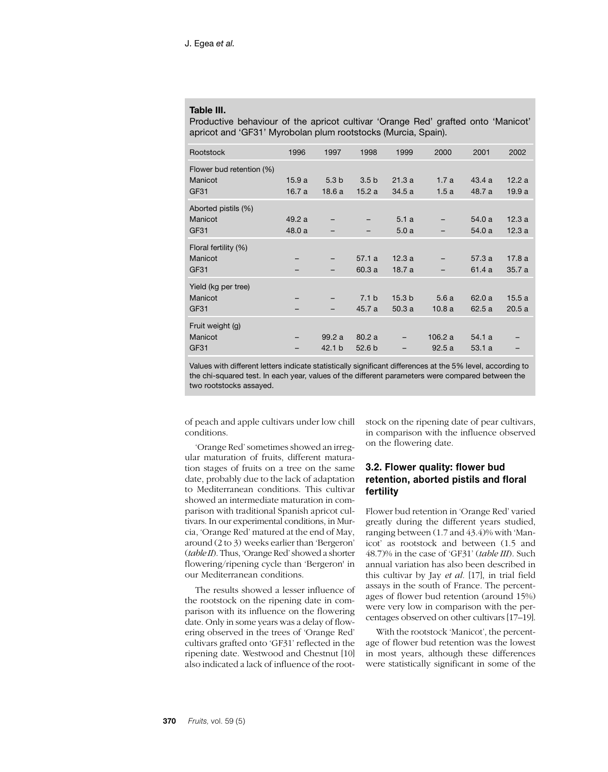**Table III.**
Productive behaviour of the apricot cultivar 'Orange Red' grafted onto 'Manicot' apricot and 'GF31' Myrobolan plum rootstocks (Murcia, Spain).

| Rootstock | 1996 | 1997 | 1998 | 1999 | 2000 | 2001 | 2002 |
|---|---|---|---|---|---|---|---|
| Flower bud retention (%) | | | | | | | |
| Manicot | 15.9 a | 5.3 b | 3.5 b | 21.3 a | 1.7 a | 43.4 a | 12.2 a |
| GF31 | 16.7 a | 18.6 a | 15.2 a | 34.5 a | 1.5 a | 48.7 a | 19.9 a |
| Aborted pistils (%) | | | | | | | |
| Manicot | 49.2 a | – | – | 5.1 a | – | 54.0 a | 12.3 a |
| GF31 | 48.0 a | – | – | 5.0 a | – | 54.0 a | 12.3 a |
| Floral fertility (%) | | | | | | | |
| Manicot | – | – | 57.1 a | 12.3 a | – | 57.3 a | 17.8 a |
| GF31 | – | – | 60.3 a | 18.7 a | – | 61.4 a | 35.7 a |
| Yield (kg per tree) | | | | | | | |
| Manicot | – | – | 7.1 b | 15.3 b | 5.6 a | 62.0 a | 15.5 a |
| GF31 | – | – | 45.7 a | 50.3 a | 10.8 a | 62.5 a | 20.5 a |
| Fruit weight (g) | | | | | | | |
| Manicot | – | 99.2 a | 80.2 a | – | 106.2 a | 54.1 a | – |
| GF31 | – | 42.1 b | 52.6 b | – | 92.5 a | 53.1 a | – |

Values with different letters indicate statistically significant differences at the 5% level, according to the chi-squared test. In each year, values of the different parameters were compared between the two rootstocks assayed.

of peach and apple cultivars under low chill conditions.

'Orange Red' sometimes showed an irregular maturation of fruits, different maturation stages of fruits on a tree on the same date, probably due to the lack of adaptation to Mediterranean conditions. This cultivar showed an intermediate maturation in comparison with traditional Spanish apricot cultivars. In our experimental conditions, in Murcia, 'Orange Red' matured at the end of May, around (2 to 3) weeks earlier than 'Bergeron' (*table II*). Thus, 'Orange Red' showed a shorter flowering/ripening cycle than 'Bergeron' in our Mediterranean conditions.

The results showed a lesser influence of the rootstock on the ripening date in comparison with its influence on the flowering date. Only in some years was a delay of flowering observed in the trees of 'Orange Red' cultivars grafted onto 'GF31' reflected in the ripening date. Westwood and Chestnut [10] also indicated a lack of influence of the rootstock on the ripening date of pear cultivars, in comparison with the influence observed on the flowering date.

### 3.2. Flower quality: flower bud retention, aborted pistils and floral fertility

Flower bud retention in 'Orange Red' varied greatly during the different years studied, ranging between (1.7 and 43.4)% with 'Manicot' as rootstock and between (1.5 and 48.7)% in the case of 'GF31' (*table III*). Such annual variation has also been described in this cultivar by Jay *et al.* [17], in trial field assays in the south of France. The percentages of flower bud retention (around 15%) were very low in comparison with the percentages observed on other cultivars [17–19].

With the rootstock 'Manicot', the percentage of flower bud retention was the lowest in most years, although these differences were statistically significant in some of the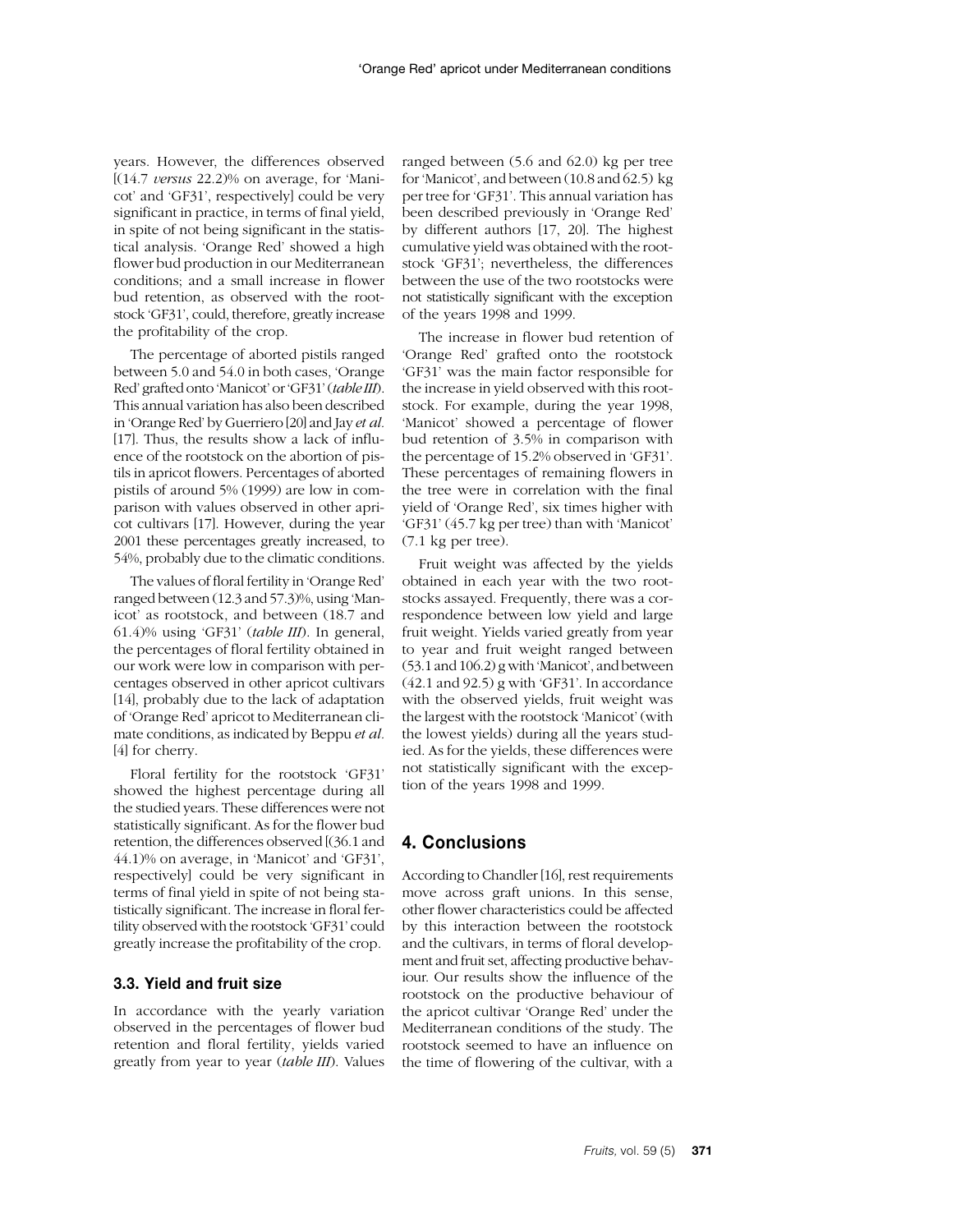years. However, the differences observed [(14.7 *versus* 22.2)% on average, for 'Manicot' and 'GF31', respectively] could be very significant in practice, in terms of final yield, in spite of not being significant in the statistical analysis. 'Orange Red' showed a high flower bud production in our Mediterranean conditions; and a small increase in flower bud retention, as observed with the rootstock 'GF31', could, therefore, greatly increase the profitability of the crop.

The percentage of aborted pistils ranged between 5.0 and 54.0 in both cases, 'Orange Red' grafted onto 'Manicot' or 'GF31' (*table III*). This annual variation has also been described in 'Orange Red' by Guerriero [20] and Jay *et al.* [17]. Thus, the results show a lack of influence of the rootstock on the abortion of pistils in apricot flowers. Percentages of aborted pistils of around 5% (1999) are low in comparison with values observed in other apricot cultivars [17]. However, during the year 2001 these percentages greatly increased, to 54%, probably due to the climatic conditions.

The values of floral fertility in 'Orange Red' ranged between (12.3 and 57.3)%, using 'Manicot' as rootstock, and between (18.7 and 61.4)% using 'GF31' (*table III*). In general, the percentages of floral fertility obtained in our work were low in comparison with percentages observed in other apricot cultivars [14], probably due to the lack of adaptation of 'Orange Red' apricot to Mediterranean climate conditions, as indicated by Beppu *et al.* [4] for cherry.

Floral fertility for the rootstock 'GF31' showed the highest percentage during all the studied years. These differences were not statistically significant. As for the flower bud retention, the differences observed [(36.1 and 44.1)% on average, in 'Manicot' and 'GF31', respectively] could be very significant in terms of final yield in spite of not being statistically significant. The increase in floral fertility observed with the rootstock 'GF31' could greatly increase the profitability of the crop.

### 3.3. Yield and fruit size

In accordance with the yearly variation observed in the percentages of flower bud retention and floral fertility, yields varied greatly from year to year (*table III*). Values ranged between (5.6 and 62.0) kg per tree for 'Manicot', and between (10.8 and 62.5) kg per tree for 'GF31'. This annual variation has been described previously in 'Orange Red' by different authors [17, 20]. The highest cumulative yield was obtained with the rootstock 'GF31'; nevertheless, the differences between the use of the two rootstocks were not statistically significant with the exception of the years 1998 and 1999.

The increase in flower bud retention of 'Orange Red' grafted onto the rootstock 'GF31' was the main factor responsible for the increase in yield observed with this rootstock. For example, during the year 1998, 'Manicot' showed a percentage of flower bud retention of 3.5% in comparison with the percentage of 15.2% observed in 'GF31'. These percentages of remaining flowers in the tree were in correlation with the final yield of 'Orange Red', six times higher with 'GF31' (45.7 kg per tree) than with 'Manicot' (7.1 kg per tree).

Fruit weight was affected by the yields obtained in each year with the two rootstocks assayed. Frequently, there was a correspondence between low yield and large fruit weight. Yields varied greatly from year to year and fruit weight ranged between (53.1 and 106.2) g with 'Manicot', and between (42.1 and 92.5) g with 'GF31'. In accordance with the observed yields, fruit weight was the largest with the rootstock 'Manicot' (with the lowest yields) during all the years studied. As for the yields, these differences were not statistically significant with the exception of the years 1998 and 1999.

## 4. Conclusions

According to Chandler [16], rest requirements move across graft unions. In this sense, other flower characteristics could be affected by this interaction between the rootstock and the cultivars, in terms of floral development and fruit set, affecting productive behaviour. Our results show the influence of the rootstock on the productive behaviour of the apricot cultivar 'Orange Red' under the Mediterranean conditions of the study. The rootstock seemed to have an influence on the time of flowering of the cultivar, with a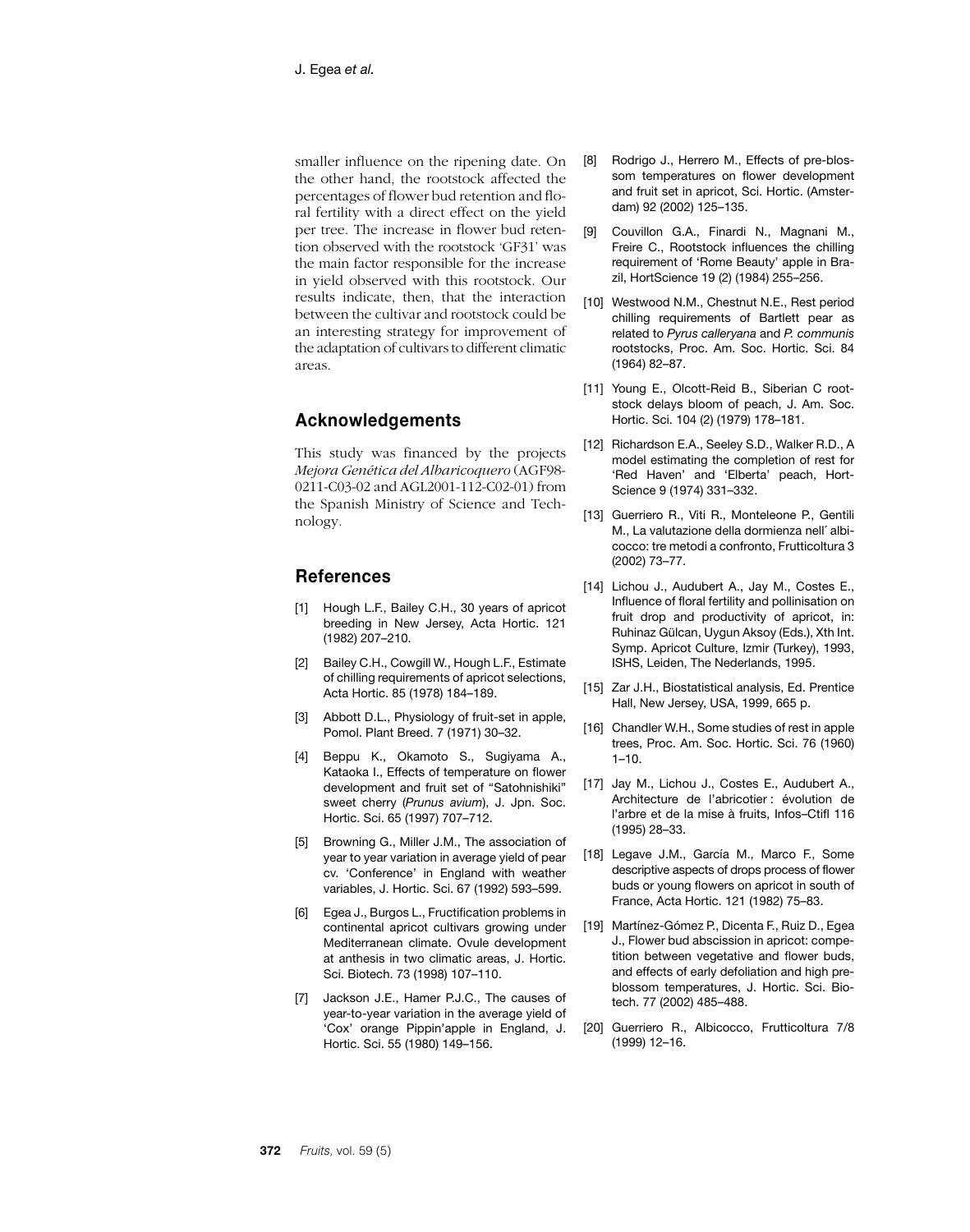smaller influence on the ripening date. On the other hand, the rootstock affected the percentages of flower bud retention and floral fertility with a direct effect on the yield per tree. The increase in flower bud retention observed with the rootstock 'GF31' was the main factor responsible for the increase in yield observed with this rootstock. Our results indicate, then, that the interaction between the cultivar and rootstock could be an interesting strategy for improvement of the adaptation of cultivars to different climatic areas.

## Acknowledgements

This study was financed by the projects *Mejora Genética del Albaricoquero* (AGF98-0211-C03-02 and AGL2001-112-C02-01) from the Spanish Ministry of Science and Technology.

## References

[1] Hough L.F., Bailey C.H., 30 years of apricot breeding in New Jersey, Acta Hortic. 121 (1982) 207–210.

[2] Bailey C.H., Cowgill W., Hough L.F., Estimate of chilling requirements of apricot selections, Acta Hortic. 85 (1978) 184–189.

[3] Abbott D.L., Physiology of fruit-set in apple, Pomol. Plant Breed. 7 (1971) 30–32.

[4] Beppu K., Okamoto S., Sugiyama A., Kataoka I., Effects of temperature on flower development and fruit set of "Satohnishiki" sweet cherry (*Prunus avium*), J. Jpn. Soc. Hortic. Sci. 65 (1997) 707–712.

[5] Browning G., Miller J.M., The association of year to year variation in average yield of pear cv. 'Conference' in England with weather variables, J. Hortic. Sci. 67 (1992) 593–599.

[6] Egea J., Burgos L., Fructification problems in continental apricot cultivars growing under Mediterranean climate. Ovule development at anthesis in two climatic areas, J. Hortic. Sci. Biotech. 73 (1998) 107–110.

[7] Jackson J.E., Hamer P.J.C., The causes of year-to-year variation in the average yield of 'Cox' orange Pippin'apple in England, J. Hortic. Sci. 55 (1980) 149–156.

[8] Rodrigo J., Herrero M., Effects of pre-blossom temperatures on flower development and fruit set in apricot, Sci. Hortic. (Amsterdam) 92 (2002) 125–135.

[9] Couvillon G.A., Finardi N., Magnani M., Freire C., Rootstock influences the chilling requirement of 'Rome Beauty' apple in Brazil, HortScience 19 (2) (1984) 255–256.

[10] Westwood N.M., Chestnut N.E., Rest period chilling requirements of Bartlett pear as related to *Pyrus calleryana* and *P. communis* rootstocks, Proc. Am. Soc. Hortic. Sci. 84 (1964) 82–87.

[11] Young E., Olcott-Reid B., Siberian C rootstock delays bloom of peach, J. Am. Soc. Hortic. Sci. 104 (2) (1979) 178–181.

[12] Richardson E.A., Seeley S.D., Walker R.D., A model estimating the completion of rest for 'Red Haven' and 'Elberta' peach, HortScience 9 (1974) 331–332.

[13] Guerriero R., Viti R., Monteleone P., Gentili M., La valutazione della dormienza nell´ albicocco: tre metodi a confronto, Frutticoltura 3 (2002) 73–77.

[14] Lichou J., Audubert A., Jay M., Costes E., Influence of floral fertility and pollinisation on fruit drop and productivity of apricot, in: Ruhinaz Gülcan, Uygun Aksoy (Eds.), Xth Int. Symp. Apricot Culture, Izmir (Turkey), 1993, ISHS, Leiden, The Nederlands, 1995.

[15] Zar J.H., Biostatistical analysis, Ed. Prentice Hall, New Jersey, USA, 1999, 665 p.

[16] Chandler W.H., Some studies of rest in apple trees, Proc. Am. Soc. Hortic. Sci. 76 (1960) 1–10.

[17] Jay M., Lichou J., Costes E., Audubert A., Architecture de l'abricotier : évolution de l'arbre et de la mise à fruits, Infos–Ctifl 116 (1995) 28–33.

[18] Legave J.M., García M., Marco F., Some descriptive aspects of drops process of flower buds or young flowers on apricot in south of France, Acta Hortic. 121 (1982) 75–83.

[19] Martínez-Gómez P., Dicenta F., Ruiz D., Egea J., Flower bud abscission in apricot: competition between vegetative and flower buds, and effects of early defoliation and high preblossom temperatures, J. Hortic. Sci. Biotech. 77 (2002) 485–488.

[20] Guerriero R., Albicocco, Frutticoltura 7/8 (1999) 12–16.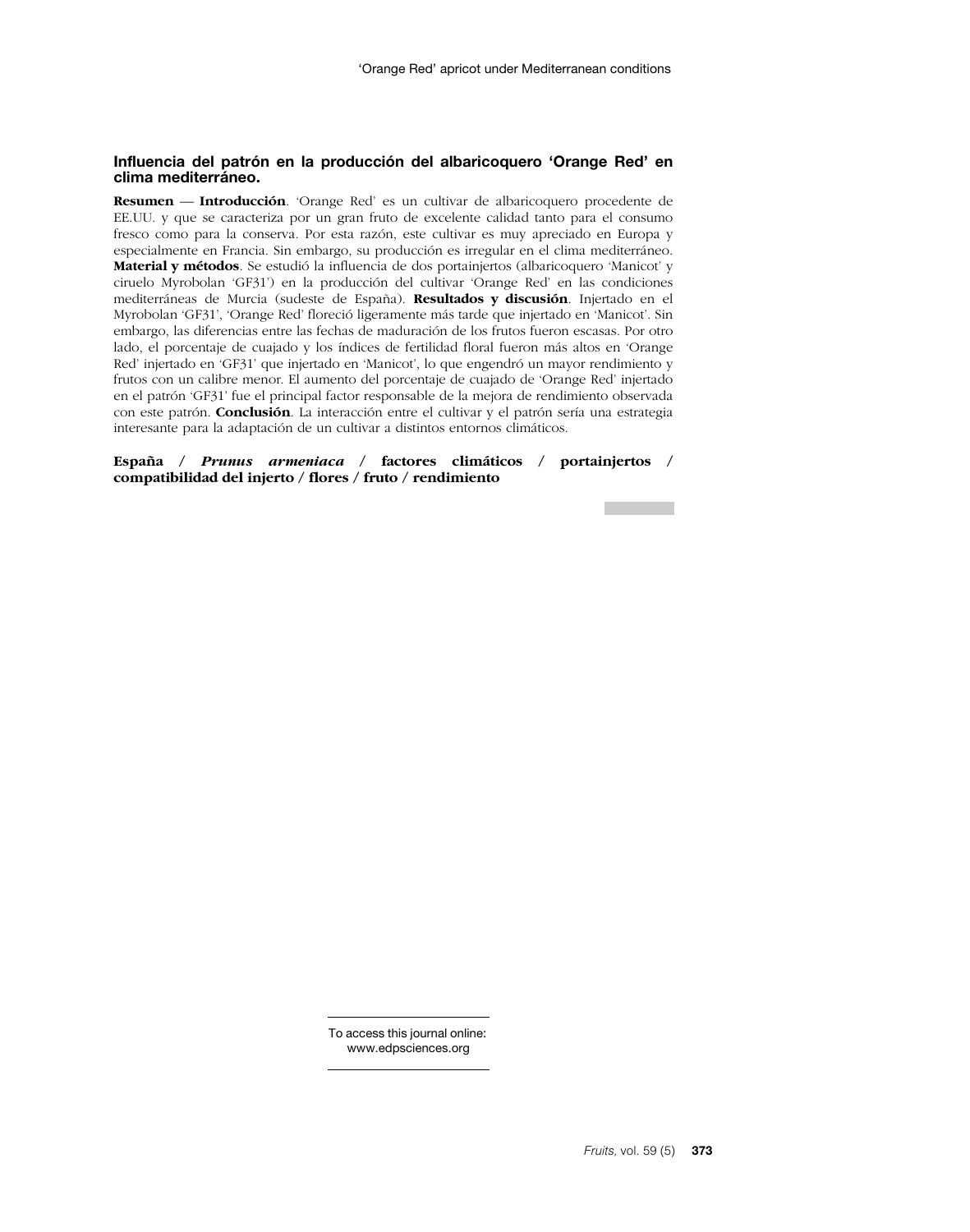## Influencia del patrón en la producción del albaricoquero 'Orange Red' en clima mediterráneo.

**Resumen** — **Introducción**. 'Orange Red' es un cultivar de albaricoquero procedente de EE.UU. y que se caracteriza por un gran fruto de excelente calidad tanto para el consumo fresco como para la conserva. Por esta razón, este cultivar es muy apreciado en Europa y especialmente en Francia. Sin embargo, su producción es irregular en el clima mediterráneo. **Material y métodos**. Se estudió la influencia de dos portainjertos (albaricoquero 'Manicot' y ciruelo Myrobolan 'GF31') en la producción del cultivar 'Orange Red' en las condiciones mediterráneas de Murcia (sudeste de España). **Resultados y discusión**. Injertado en el Myrobolan 'GF31', 'Orange Red' floreció ligeramente más tarde que injertado en 'Manicot'. Sin embargo, las diferencias entre las fechas de maduración de los frutos fueron escasas. Por otro lado, el porcentaje de cuajado y los índices de fertilidad floral fueron más altos en 'Orange Red' injertado en 'GF31' que injertado en 'Manicot', lo que engendró un mayor rendimiento y frutos con un calibre menor. El aumento del porcentaje de cuajado de 'Orange Red' injertado en el patrón 'GF31' fue el principal factor responsable de la mejora de rendimiento observada con este patrón. **Conclusión**. La interacción entre el cultivar y el patrón sería una estrategia interesante para la adaptación de un cultivar a distintos entornos climáticos.

**España / *Prunus armeniaca* / factores climáticos / portainjertos / compatibilidad del injerto / flores / fruto / rendimiento**

To access this journal online:
www.edpsciences.org